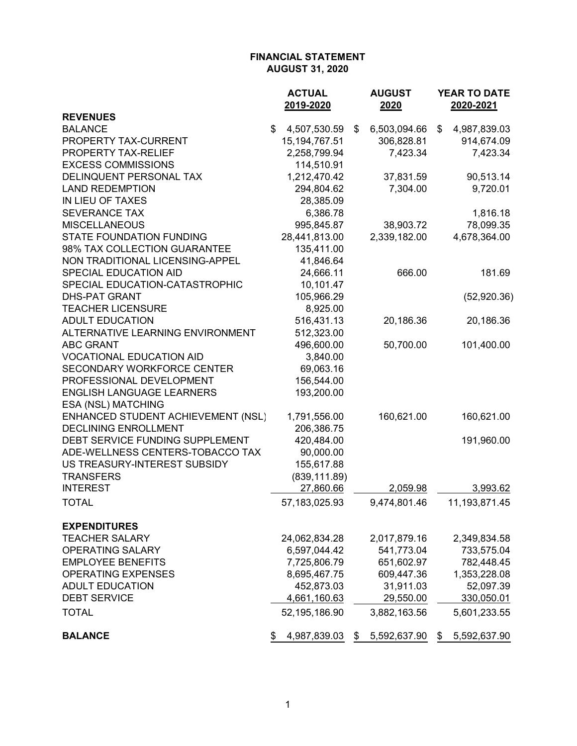# FINANCIAL STATEMENT
## AUGUST 31, 2020

| | ACTUAL 2019-2020 | AUGUST 2020 | YEAR TO DATE 2020-2021 |
|---|---|---|---|
| **REVENUES** | | | |
| BALANCE | $ 4,507,530.59 | $ 6,503,094.66 | $ 4,987,839.03 |
| PROPERTY TAX-CURRENT | 15,194,767.51 | 306,828.81 | 914,674.09 |
| PROPERTY TAX-RELIEF | 2,258,799.94 | 7,423.34 | 7,423.34 |
| EXCESS COMMISSIONS | 114,510.91 | | |
| DELINQUENT PERSONAL TAX | 1,212,470.42 | 37,831.59 | 90,513.14 |
| LAND REDEMPTION | 294,804.62 | 7,304.00 | 9,720.01 |
| IN LIEU OF TAXES | 28,385.09 | | |
| SEVERANCE TAX | 6,386.78 | | 1,816.18 |
| MISCELLANEOUS | 995,845.87 | 38,903.72 | 78,099.35 |
| STATE FOUNDATION FUNDING | 28,441,813.00 | 2,339,182.00 | 4,678,364.00 |
| 98% TAX COLLECTION GUARANTEE | 135,411.00 | | |
| NON TRADITIONAL LICENSING-APPEL | 41,846.64 | | |
| SPECIAL EDUCATION AID | 24,666.11 | 666.00 | 181.69 |
| SPECIAL EDUCATION-CATASTROPHIC | 10,101.47 | | |
| DHS-PAT GRANT | 105,966.29 | | (52,920.36) |
| TEACHER LICENSURE | 8,925.00 | | |
| ADULT EDUCATION | 516,431.13 | 20,186.36 | 20,186.36 |
| ALTERNATIVE LEARNING ENVIRONMENT | 512,323.00 | | |
| ABC GRANT | 496,600.00 | 50,700.00 | 101,400.00 |
| VOCATIONAL EDUCATION AID | 3,840.00 | | |
| SECONDARY WORKFORCE CENTER | 69,063.16 | | |
| PROFESSIONAL DEVELOPMENT | 156,544.00 | | |
| ENGLISH LANGUAGE LEARNERS | 193,200.00 | | |
| ESA (NSL) MATCHING | | | |
| ENHANCED STUDENT ACHIEVEMENT (NSL) | 1,791,556.00 | 160,621.00 | 160,621.00 |
| DECLINING ENROLLMENT | 206,386.75 | | |
| DEBT SERVICE FUNDING SUPPLEMENT | 420,484.00 | | 191,960.00 |
| ADE-WELLNESS CENTERS-TOBACCO TAX | 90,000.00 | | |
| US TREASURY-INTEREST SUBSIDY | 155,617.88 | | |
| TRANSFERS | (839,111.89) | | |
| INTEREST | 27,860.66 | 2,059.98 | 3,993.62 |
| TOTAL | 57,183,025.93 | 9,474,801.46 | 11,193,871.45 |
| **EXPENDITURES** | | | |
| TEACHER SALARY | 24,062,834.28 | 2,017,879.16 | 2,349,834.58 |
| OPERATING SALARY | 6,597,044.42 | 541,773.04 | 733,575.04 |
| EMPLOYEE BENEFITS | 7,725,806.79 | 651,602.97 | 782,448.45 |
| OPERATING EXPENSES | 8,695,467.75 | 609,447.36 | 1,353,228.08 |
| ADULT EDUCATION | 452,873.03 | 31,911.03 | 52,097.39 |
| DEBT SERVICE | 4,661,160.63 | 29,550.00 | 330,050.01 |
| TOTAL | 52,195,186.90 | 3,882,163.56 | 5,601,233.55 |
| **BALANCE** | $ 4,987,839.03 | $ 5,592,637.90 | $ 5,592,637.90 |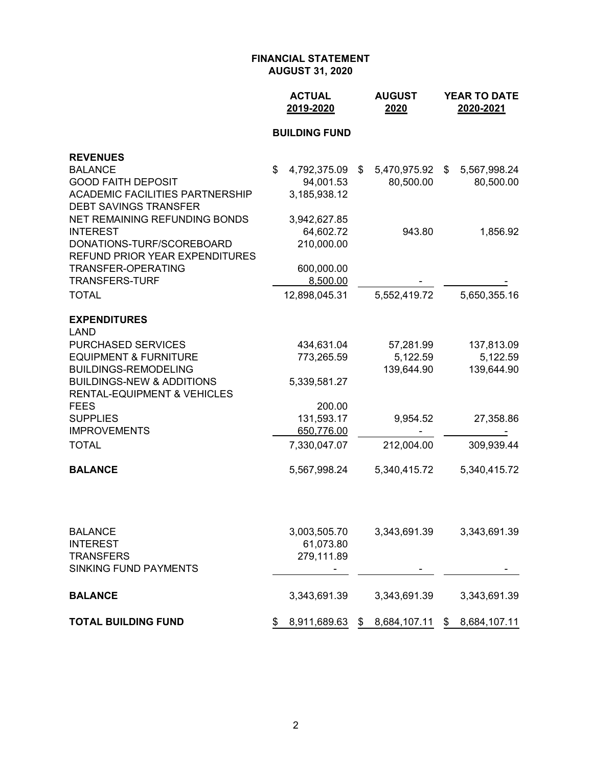**FINANCIAL STATEMENT**
**AUGUST 31, 2020**

| | ACTUAL 2019-2020 | AUGUST 2020 | YEAR TO DATE 2020-2021 |
|---|---|---|---|
| | **BUILDING FUND** | | |
| **REVENUES** | | | |
| BALANCE | $ 4,792,375.09 | $ 5,470,975.92 | $ 5,567,998.24 |
| GOOD FAITH DEPOSIT | 94,001.53 | 80,500.00 | 80,500.00 |
| ACADEMIC FACILITIES PARTNERSHIP | 3,185,938.12 | | |
| DEBT SAVINGS TRANSFER | | | |
| NET REMAINING REFUNDING BONDS | 3,942,627.85 | | |
| INTEREST | 64,602.72 | 943.80 | 1,856.92 |
| DONATIONS-TURF/SCOREBOARD | 210,000.00 | | |
| REFUND PRIOR YEAR EXPENDITURES | | | |
| TRANSFER-OPERATING | 600,000.00 | | |
| TRANSFERS-TURF | 8,500.00 | - | - |
| TOTAL | 12,898,045.31 | 5,552,419.72 | 5,650,355.16 |
| **EXPENDITURES** | | | |
| LAND | | | |
| PURCHASED SERVICES | 434,631.04 | 57,281.99 | 137,813.09 |
| EQUIPMENT & FURNITURE | 773,265.59 | 5,122.59 | 5,122.59 |
| BUILDINGS-REMODELING | | 139,644.90 | 139,644.90 |
| BUILDINGS-NEW & ADDITIONS | 5,339,581.27 | | |
| RENTAL-EQUIPMENT & VEHICLES | | | |
| FEES | 200.00 | | |
| SUPPLIES | 131,593.17 | 9,954.52 | 27,358.86 |
| IMPROVEMENTS | 650,776.00 | - | - |
| TOTAL | 7,330,047.07 | 212,004.00 | 309,939.44 |
| **BALANCE** | 5,567,998.24 | 5,340,415.72 | 5,340,415.72 |
| | | | |
| BALANCE | 3,003,505.70 | 3,343,691.39 | 3,343,691.39 |
| INTEREST | 61,073.80 | | |
| TRANSFERS | 279,111.89 | | |
| SINKING FUND PAYMENTS | - | - | - |
| **BALANCE** | 3,343,691.39 | 3,343,691.39 | 3,343,691.39 |
| **TOTAL BUILDING FUND** | $ 8,911,689.63 | $ 8,684,107.11 | $ 8,684,107.11 |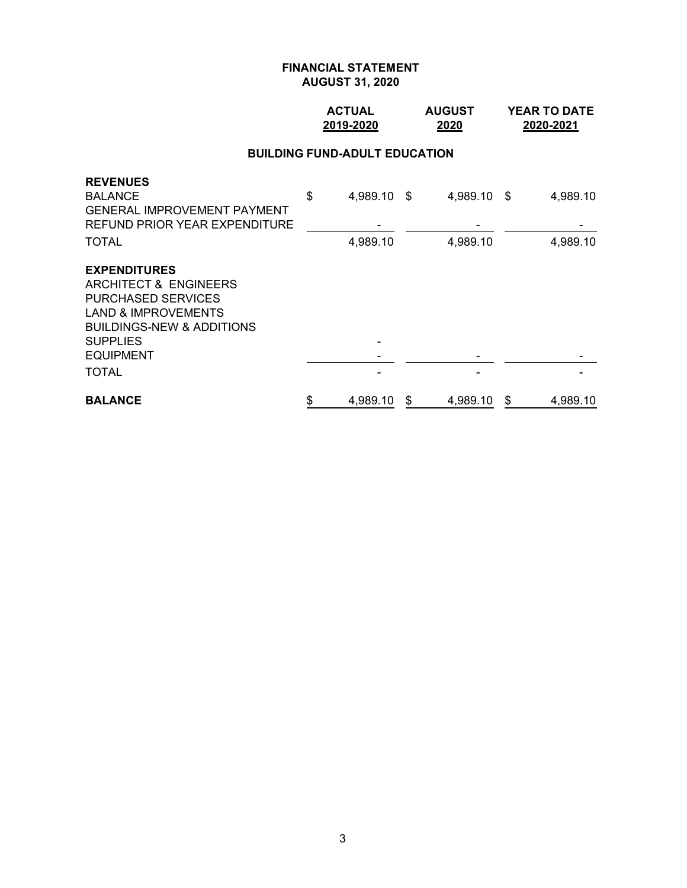# FINANCIAL STATEMENT
## AUGUST 31, 2020

### BUILDING FUND-ADULT EDUCATION

| | ACTUAL 2019-2020 | AUGUST 2020 | YEAR TO DATE 2020-2021 |
|---|---|---|---|
| **REVENUES** | | | |
| BALANCE | $ 4,989.10 | $ 4,989.10 | $ 4,989.10 |
| GENERAL IMPROVEMENT PAYMENT | | | |
| REFUND PRIOR YEAR EXPENDITURE | - | - | - |
| TOTAL | 4,989.10 | 4,989.10 | 4,989.10 |
| **EXPENDITURES** | | | |
| ARCHITECT & ENGINEERS | | | |
| PURCHASED SERVICES | | | |
| LAND & IMPROVEMENTS | | | |
| BUILDINGS-NEW & ADDITIONS | | | |
| SUPPLIES | - | | |
| EQUIPMENT | - | - | - |
| TOTAL | - | - | - |
| **BALANCE** | $ 4,989.10 | $ 4,989.10 | $ 4,989.10 |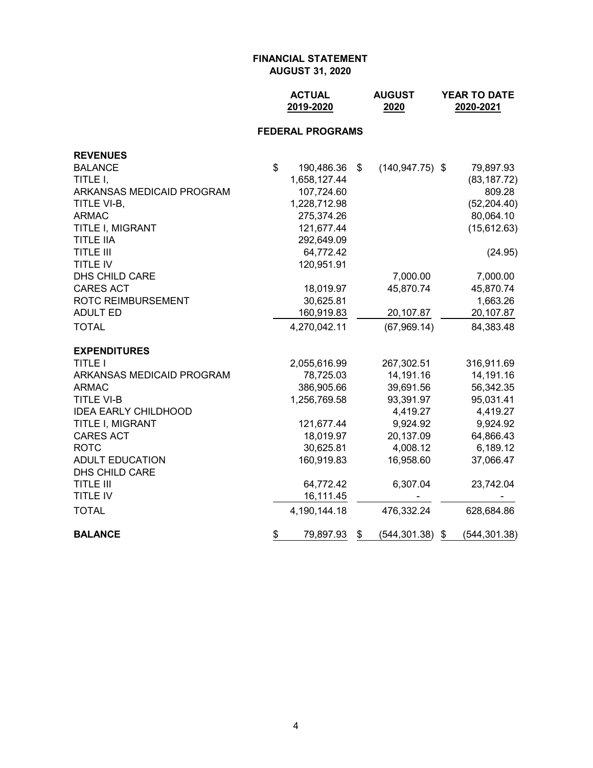**FINANCIAL STATEMENT**
**AUGUST 31, 2020**

| | ACTUAL 2019-2020 | AUGUST 2020 | YEAR TO DATE 2020-2021 |
|---|---|---|---|
| **FEDERAL PROGRAMS** | | | |
| **REVENUES** | | | |
| BALANCE | $ 190,486.36 | $ (140,947.75) | $ 79,897.93 |
| TITLE I, | 1,658,127.44 | | (83,187.72) |
| ARKANSAS MEDICAID PROGRAM | 107,724.60 | | 809.28 |
| TITLE VI-B, | 1,228,712.98 | | (52,204.40) |
| ARMAC | 275,374.26 | | 80,064.10 |
| TITLE I, MIGRANT | 121,677.44 | | (15,612.63) |
| TITLE IIA | 292,649.09 | | |
| TITLE III | 64,772.42 | | (24.95) |
| TITLE IV | 120,951.91 | | |
| DHS CHILD CARE | | 7,000.00 | 7,000.00 |
| CARES ACT | 18,019.97 | 45,870.74 | 45,870.74 |
| ROTC REIMBURSEMENT | 30,625.81 | | 1,663.26 |
| ADULT ED | 160,919.83 | 20,107.87 | 20,107.87 |
| TOTAL | 4,270,042.11 | (67,969.14) | 84,383.48 |
| **EXPENDITURES** | | | |
| TITLE I | 2,055,616.99 | 267,302.51 | 316,911.69 |
| ARKANSAS MEDICAID PROGRAM | 78,725.03 | 14,191.16 | 14,191.16 |
| ARMAC | 386,905.66 | 39,691.56 | 56,342.35 |
| TITLE VI-B | 1,256,769.58 | 93,391.97 | 95,031.41 |
| IDEA EARLY CHILDHOOD | | 4,419.27 | 4,419.27 |
| TITLE I, MIGRANT | 121,677.44 | 9,924.92 | 9,924.92 |
| CARES ACT | 18,019.97 | 20,137.09 | 64,866.43 |
| ROTC | 30,625.81 | 4,008.12 | 6,189.12 |
| ADULT EDUCATION | 160,919.83 | 16,958.60 | 37,066.47 |
| DHS CHILD CARE | | | |
| TITLE III | 64,772.42 | 6,307.04 | 23,742.04 |
| TITLE IV | 16,111.45 | - | - |
| TOTAL | 4,190,144.18 | 476,332.24 | 628,684.86 |
| **BALANCE** | $ 79,897.93 | $ (544,301.38) | $ (544,301.38) |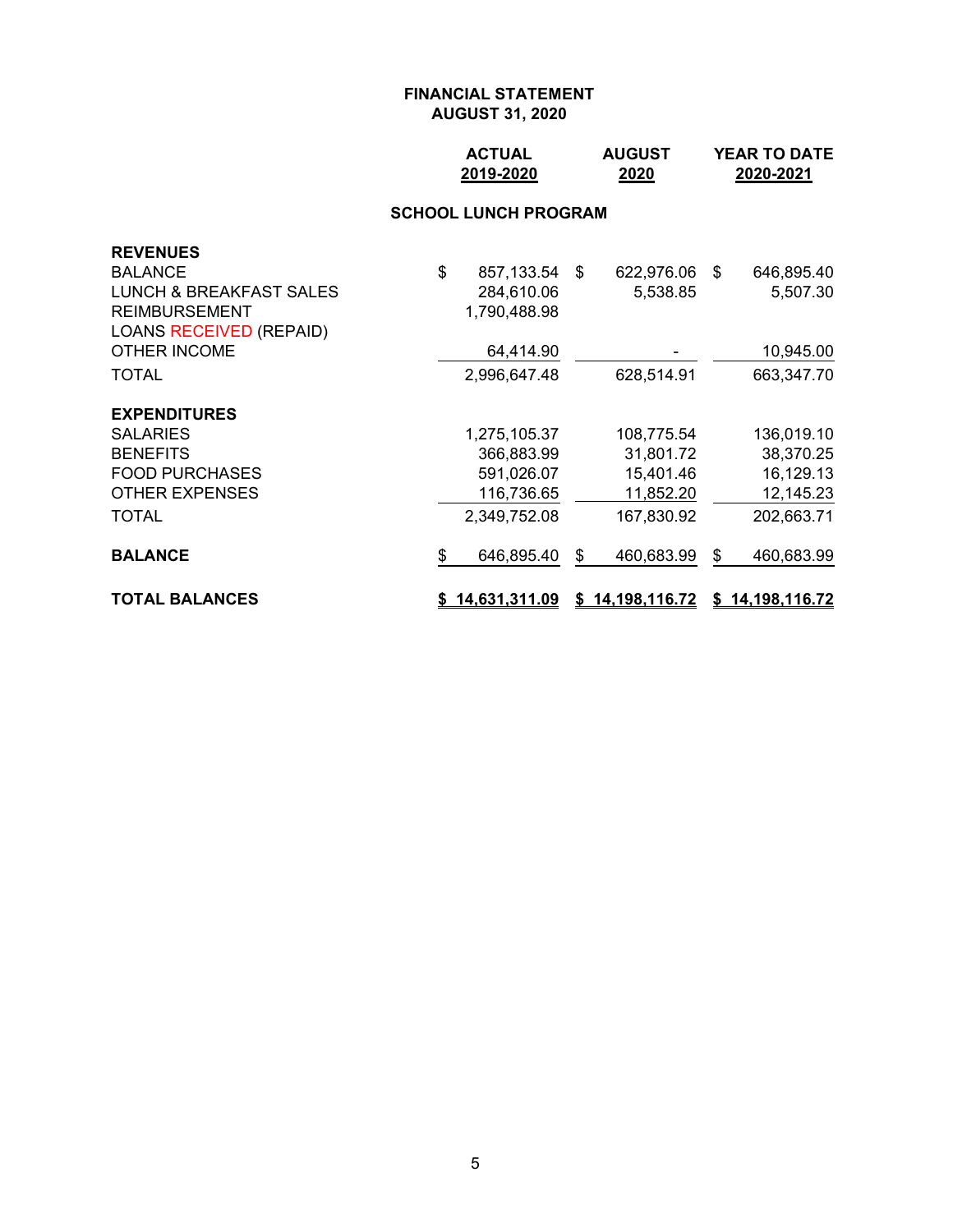**FINANCIAL STATEMENT**
**AUGUST 31, 2020**

| | ACTUAL 2019-2020 | AUGUST 2020 | YEAR TO DATE 2020-2021 |
|---|---|---|---|
| **SCHOOL LUNCH PROGRAM** | | | |
| **REVENUES** | | | |
| BALANCE | $ 857,133.54 | $ 622,976.06 | $ 646,895.40 |
| LUNCH & BREAKFAST SALES | 284,610.06 | 5,538.85 | 5,507.30 |
| REIMBURSEMENT | 1,790,488.98 | | |
| LOANS RECEIVED (REPAID) | | | |
| OTHER INCOME | 64,414.90 | - | 10,945.00 |
| TOTAL | 2,996,647.48 | 628,514.91 | 663,347.70 |
| **EXPENDITURES** | | | |
| SALARIES | 1,275,105.37 | 108,775.54 | 136,019.10 |
| BENEFITS | 366,883.99 | 31,801.72 | 38,370.25 |
| FOOD PURCHASES | 591,026.07 | 15,401.46 | 16,129.13 |
| OTHER EXPENSES | 116,736.65 | 11,852.20 | 12,145.23 |
| TOTAL | 2,349,752.08 | 167,830.92 | 202,663.71 |
| **BALANCE** | $ 646,895.40 | $ 460,683.99 | $ 460,683.99 |
| **TOTAL BALANCES** | **$ 14,631,311.09** | **$ 14,198,116.72** | **$ 14,198,116.72** |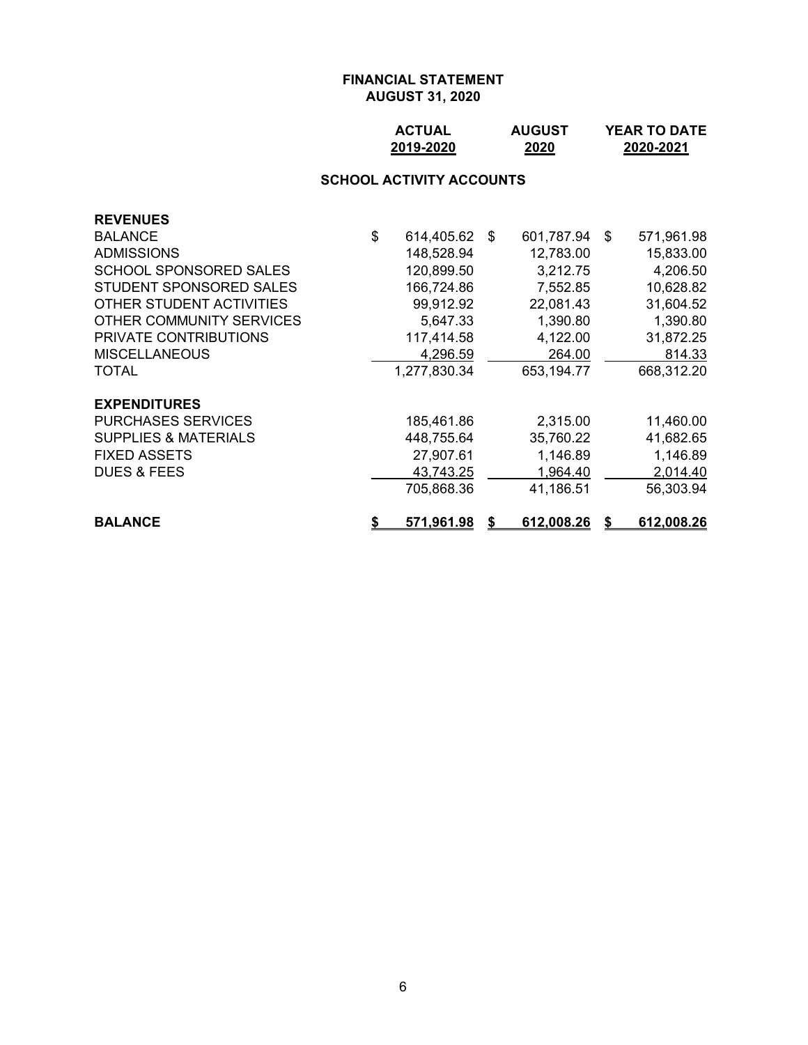# FINANCIAL STATEMENT
## AUGUST 31, 2020

### SCHOOL ACTIVITY ACCOUNTS

| | ACTUAL 2019-2020 | AUGUST 2020 | YEAR TO DATE 2020-2021 |
|---|---|---|---|
| **REVENUES** | | | |
| BALANCE | $ 614,405.62 | $ 601,787.94 | $ 571,961.98 |
| ADMISSIONS | 148,528.94 | 12,783.00 | 15,833.00 |
| SCHOOL SPONSORED SALES | 120,899.50 | 3,212.75 | 4,206.50 |
| STUDENT SPONSORED SALES | 166,724.86 | 7,552.85 | 10,628.82 |
| OTHER STUDENT ACTIVITIES | 99,912.92 | 22,081.43 | 31,604.52 |
| OTHER COMMUNITY SERVICES | 5,647.33 | 1,390.80 | 1,390.80 |
| PRIVATE CONTRIBUTIONS | 117,414.58 | 4,122.00 | 31,872.25 |
| MISCELLANEOUS | 4,296.59 | 264.00 | 814.33 |
| TOTAL | 1,277,830.34 | 653,194.77 | 668,312.20 |
| **EXPENDITURES** | | | |
| PURCHASES SERVICES | 185,461.86 | 2,315.00 | 11,460.00 |
| SUPPLIES & MATERIALS | 448,755.64 | 35,760.22 | 41,682.65 |
| FIXED ASSETS | 27,907.61 | 1,146.89 | 1,146.89 |
| DUES & FEES | 43,743.25 | 1,964.40 | 2,014.40 |
| | 705,868.36 | 41,186.51 | 56,303.94 |
| **BALANCE** | **$ 571,961.98** | **$ 612,008.26** | **$ 612,008.26** |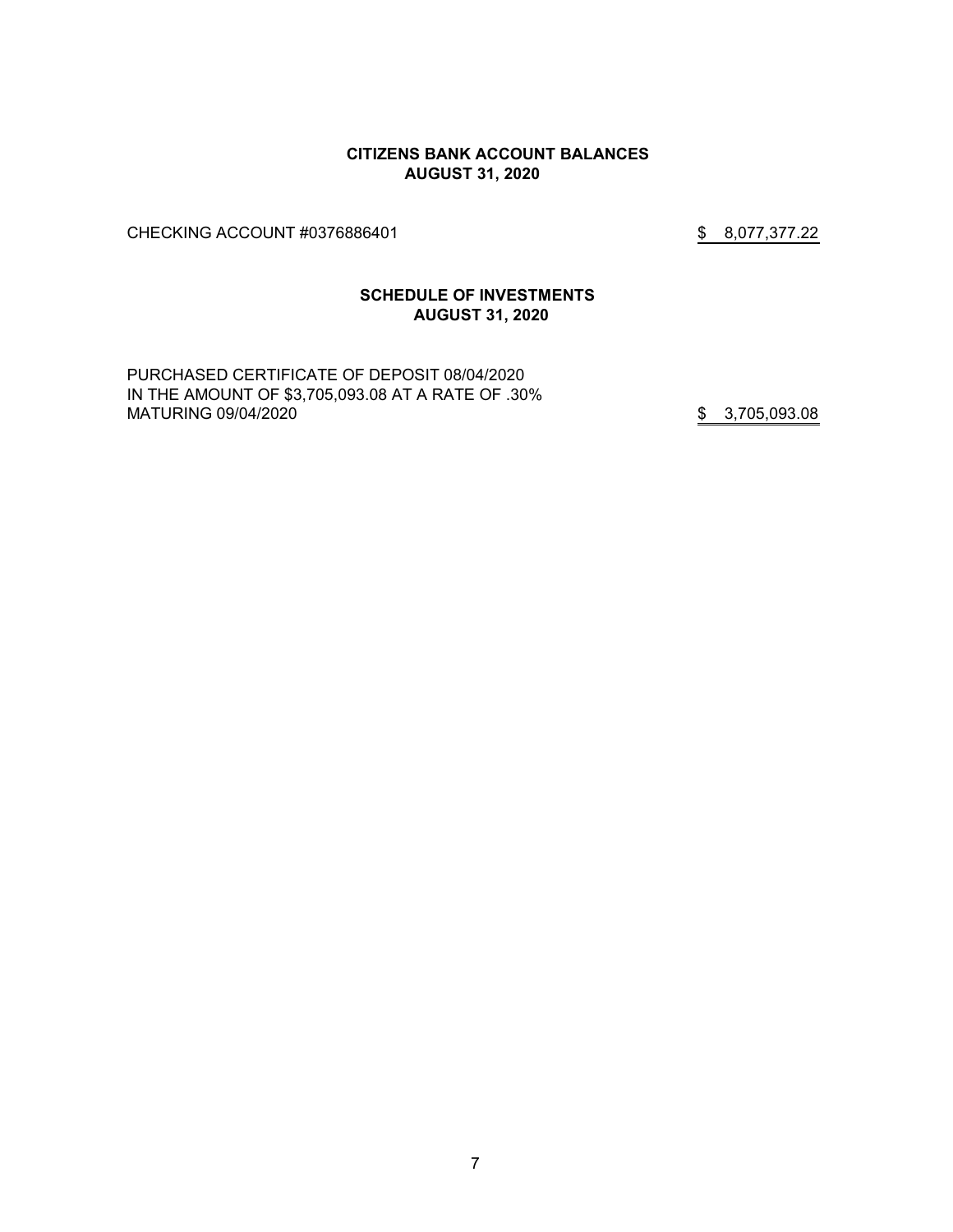**CITIZENS BANK ACCOUNT BALANCES**
**AUGUST 31, 2020**

| | |
|---|---|
| CHECKING ACCOUNT #0376886401 | $ 8,077,377.22 |

**SCHEDULE OF INVESTMENTS**
**AUGUST 31, 2020**

| | |
|---|---|
| PURCHASED CERTIFICATE OF DEPOSIT 08/04/2020 IN THE AMOUNT OF $3,705,093.08 AT A RATE OF .30% MATURING 09/04/2020 | $ 3,705,093.08 |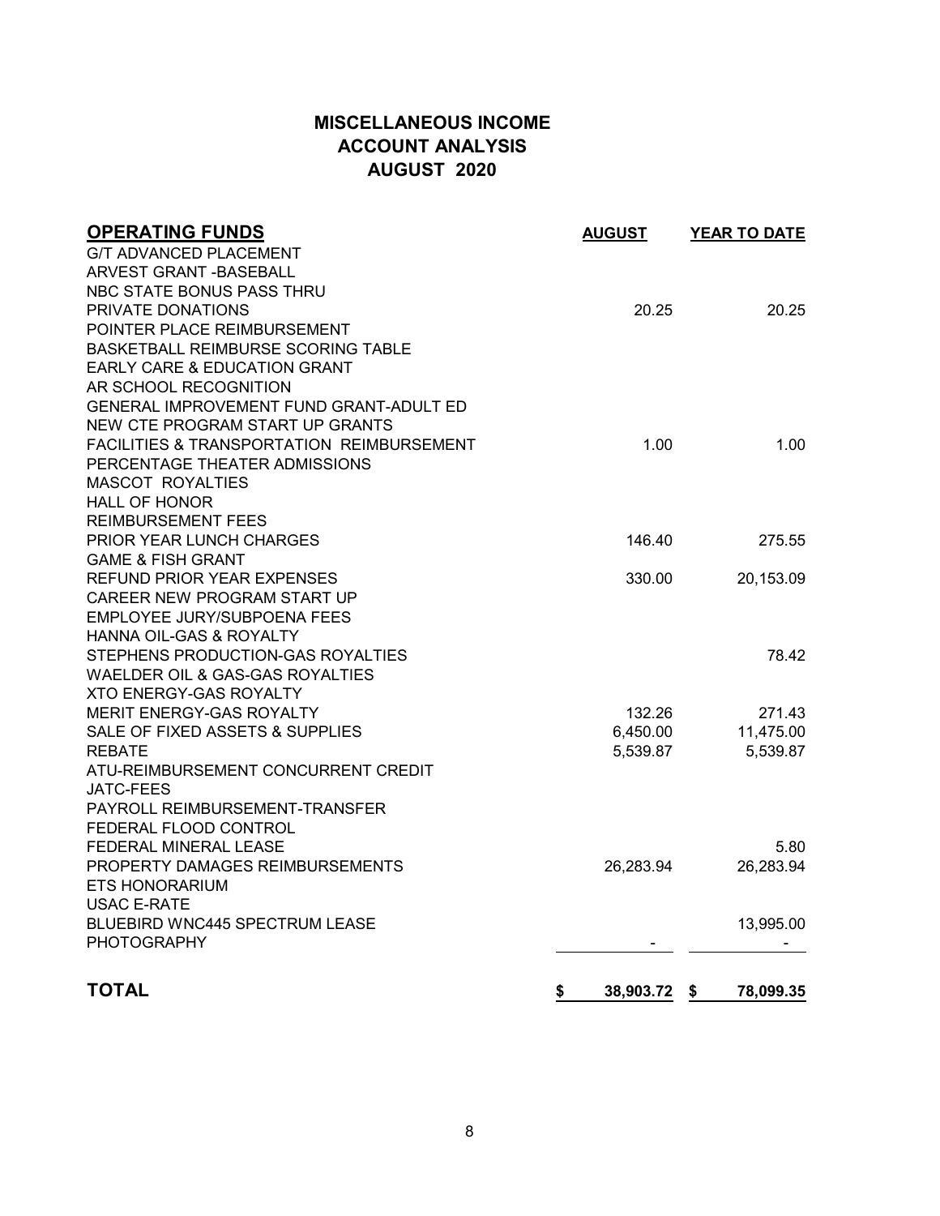# MISCELLANEOUS INCOME
## ACCOUNT ANALYSIS
## AUGUST 2020

| OPERATING FUNDS | AUGUST | YEAR TO DATE |
|---|---|---|
| G/T ADVANCED PLACEMENT | | |
| ARVEST GRANT -BASEBALL | | |
| NBC STATE BONUS PASS THRU | | |
| PRIVATE DONATIONS | 20.25 | 20.25 |
| POINTER PLACE REIMBURSEMENT | | |
| BASKETBALL REIMBURSE SCORING TABLE | | |
| EARLY CARE & EDUCATION GRANT | | |
| AR SCHOOL RECOGNITION | | |
| GENERAL IMPROVEMENT FUND GRANT-ADULT ED | | |
| NEW CTE PROGRAM START UP GRANTS | | |
| FACILITIES & TRANSPORTATION REIMBURSEMENT | 1.00 | 1.00 |
| PERCENTAGE THEATER ADMISSIONS | | |
| MASCOT ROYALTIES | | |
| HALL OF HONOR | | |
| REIMBURSEMENT FEES | | |
| PRIOR YEAR LUNCH CHARGES | 146.40 | 275.55 |
| GAME & FISH GRANT | | |
| REFUND PRIOR YEAR EXPENSES | 330.00 | 20,153.09 |
| CAREER NEW PROGRAM START UP | | |
| EMPLOYEE JURY/SUBPOENA FEES | | |
| HANNA OIL-GAS & ROYALTY | | |
| STEPHENS PRODUCTION-GAS ROYALTIES | | 78.42 |
| WAELDER OIL & GAS-GAS ROYALTIES | | |
| XTO ENERGY-GAS ROYALTY | | |
| MERIT ENERGY-GAS ROYALTY | 132.26 | 271.43 |
| SALE OF FIXED ASSETS & SUPPLIES | 6,450.00 | 11,475.00 |
| REBATE | 5,539.87 | 5,539.87 |
| ATU-REIMBURSEMENT CONCURRENT CREDIT | | |
| JATC-FEES | | |
| PAYROLL REIMBURSEMENT-TRANSFER | | |
| FEDERAL FLOOD CONTROL | | |
| FEDERAL MINERAL LEASE | | 5.80 |
| PROPERTY DAMAGES REIMBURSEMENTS | 26,283.94 | 26,283.94 |
| ETS HONORARIUM | | |
| USAC E-RATE | | |
| BLUEBIRD WNC445 SPECTRUM LEASE | | 13,995.00 |
| PHOTOGRAPHY | - | - |
| **TOTAL** | **$ 38,903.72** | **$ 78,099.35** |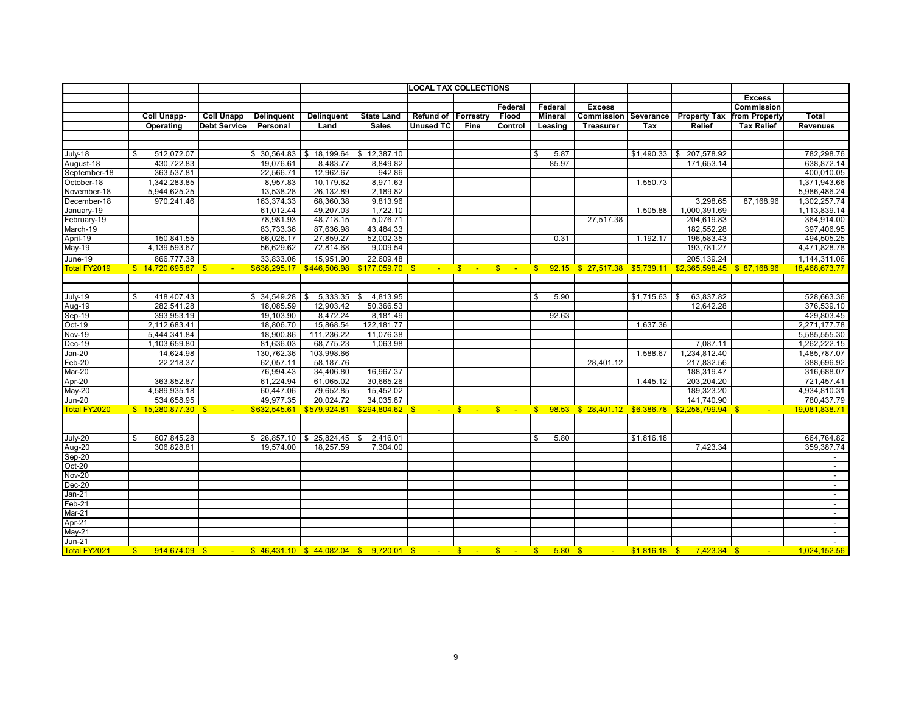| | | | | | | LOCAL TAX COLLECTIONS | | | | | | | | |
|---|---|---|---|---|---|---|---|---|---|---|---|---|---|---|
| | | | | | | | | | | | | | Excess | |
| | | | | | | | | Federal | Federal | Excess | | | Commission | |
| | Coll Unapp-Operating | Coll Unapp Debt Service | Delinquent Personal | Delinquent Land | State Land Sales | Refund of Unused TC | Forrestry Fine | Flood Control | Mineral Leasing | Commission Treasurer | Severance Tax | Property Tax Relief | from Property Tax Relief | Total Revenues |
| July-18 | $ 512,072.07 | | $ 30,564.83 | $ 18,199.64 | $ 12,387.10 | | | | $ 5.87 | | $1,490.33 | $ 207,578.92 | | 782,298.76 |
| August-18 | 430,722.83 | | 19,076.61 | 8,483.77 | 8,849.82 | | | | 85.97 | | | 171,653.14 | | 638,872.14 |
| September-18 | 363,537.81 | | 22,566.71 | 12,962.67 | 942.86 | | | | | | | | | 400,010.05 |
| October-18 | 1,342,283.85 | | 8,957.83 | 10,179.62 | 8,971.63 | | | | | | 1,550.73 | | | 1,371,943.66 |
| November-18 | 5,944,625.25 | | 13,538.28 | 26,132.89 | 2,189.82 | | | | | | | | | 5,986,486.24 |
| December-18 | 970,241.46 | | 163,374.33 | 68,360.38 | 9,813.96 | | | | | | | 3,298.65 | 87,168.96 | 1,302,257.74 |
| January-19 | | | 61,012.44 | 49,207.03 | 1,722.10 | | | | | | 1,505.88 | 1,000,391.69 | | 1,113,839.14 |
| February-19 | | | 78,981.93 | 48,718.15 | 5,076.71 | | | | | 27,517.38 | | 204,619.83 | | 364,914.00 |
| March-19 | | | 83,733.36 | 87,636.98 | 43,484.33 | | | | | | | 182,552.28 | | 397,406.95 |
| April-19 | 150,841.55 | | 66,026.17 | 27,859.27 | 52,002.35 | | | | 0.31 | | 1,192.17 | 196,583.43 | | 494,505.25 |
| May-19 | 4,139,593.67 | | 56,629.62 | 72,814.68 | 9,009.54 | | | | | | | 193,781.27 | | 4,471,828.78 |
| June-19 | 866,777.38 | | 33,833.06 | 15,951.90 | 22,609.48 | | | | | | | 205,139.24 | | 1,144,311.06 |
| Total FY2019 | $ 14,720,695.87 | $ - | $638,295.17 | $446,506.98 | $177,059.70 | $ - | $ - | $ - | $ 92.15 | $ 27,517.38 | $5,739.11 | $2,365,598.45 | $ 87,168.96 | 18,468,673.77 |
| | | | | | | | | | | | | | | |
| July-19 | $ 418,407.43 | | $ 34,549.28 | $ 5,333.35 | $ 4,813.95 | | | | $ 5.90 | | $1,715.63 | $ 63,837.82 | | 528,663.36 |
| Aug-19 | 282,541.28 | | 18,085.59 | 12,903.42 | 50,366.53 | | | | | | | 12,642.28 | | 376,539.10 |
| Sep-19 | 393,953.19 | | 19,103.90 | 8,472.24 | 8,181.49 | | | | 92.63 | | | | | 429,803.45 |
| Oct-19 | 2,112,683.41 | | 18,806.70 | 15,868.54 | 122,181.77 | | | | | | 1,637.36 | | | 2,271,177.78 |
| Nov-19 | 5,444,341.84 | | 18,900.86 | 111,236.22 | 11,076.38 | | | | | | | | | 5,585,555.30 |
| Dec-19 | 1,103,659.80 | | 81,636.03 | 68,775.23 | 1,063.98 | | | | | | | 7,087.11 | | 1,262,222.15 |
| Jan-20 | 14,624.98 | | 130,762.36 | 103,998.66 | | | | | | | 1,588.67 | 1,234,812.40 | | 1,485,787.07 |
| Feb-20 | 22,218.37 | | 62,057.11 | 58,187.76 | | | | | | 28,401.12 | | 217,832.56 | | 388,696.92 |
| Mar-20 | | | 76,994.43 | 34,406.80 | 16,967.37 | | | | | | | 188,319.47 | | 316,688.07 |
| Apr-20 | 363,852.87 | | 61,224.94 | 61,065.02 | 30,665.26 | | | | | | 1,445.12 | 203,204.20 | | 721,457.41 |
| May-20 | 4,589,935.18 | | 60,447.06 | 79,652.85 | 15,452.02 | | | | | | | 189,323.20 | | 4,934,810.31 |
| Jun-20 | 534,658.95 | | 49,977.35 | 20,024.72 | 34,035.87 | | | | | | | 141,740.90 | | 780,437.79 |
| Total FY2020 | $ 15,280,877.30 | $ - | $632,545.61 | $579,924.81 | $294,804.62 | $ - | $ - | $ - | $ 98.53 | $ 28,401.12 | $6,386.78 | $2,258,799.94 | $ - | 19,081,838.71 |
| | | | | | | | | | | | | | | |
| July-20 | $ 607,845.28 | | $ 26,857.10 | $ 25,824.45 | $ 2,416.01 | | | | $ 5.80 | | $1,816.18 | | | 664,764.82 |
| Aug-20 | 306,828.81 | | 19,574.00 | 18,257.59 | 7,304.00 | | | | | | | 7,423.34 | | 359,387.74 |
| Sep-20 | | | | | | | | | | | | | | - |
| Oct-20 | | | | | | | | | | | | | | - |
| Nov-20 | | | | | | | | | | | | | | - |
| Dec-20 | | | | | | | | | | | | | | - |
| Jan-21 | | | | | | | | | | | | | | - |
| Feb-21 | | | | | | | | | | | | | | - |
| Mar-21 | | | | | | | | | | | | | | - |
| Apr-21 | | | | | | | | | | | | | | - |
| May-21 | | | | | | | | | | | | | | - |
| Jun-21 | | | | | | | | | | | | | | - |
| Total FY2021 | $ 914,674.09 | $ - | $ 46,431.10 | $ 44,082.04 | $ 9,720.01 | $ - | $ - | $ - | $ 5.80 | $ - | $1,816.18 | $ 7,423.34 | $ - | 1,024,152.56 |